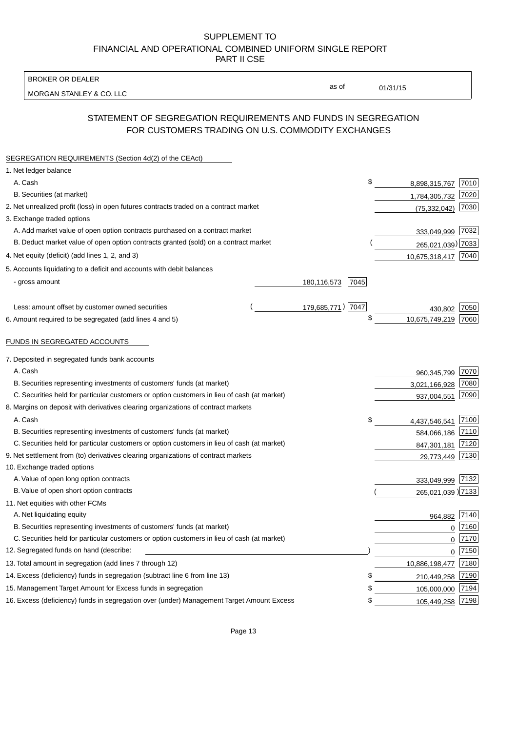SUPPLEMENT TO
FINANCIAL AND OPERATIONAL COMBINED UNIFORM SINGLE REPORT
PART II CSE

BROKER OR DEALER
MORGAN STANLEY & CO. LLC

as of 01/31/15

## STATEMENT OF SEGREGATION REQUIREMENTS AND FUNDS IN SEGREGATION FOR CUSTOMERS TRADING ON U.S. COMMODITY EXCHANGES

| SEGREGATION REQUIREMENTS (Section 4d(2) of the CEAct) | | | | |
|---|---|---|---|---|
| 1. Net ledger balance | | | | |
| A. Cash | | | $ 8,898,315,767 | 7010 |
| B. Securities (at market) | | | 1,784,305,732 | 7020 |
| 2. Net unrealized profit (loss) in open futures contracts traded on a contract market | | | (75,332,042) | 7030 |
| 3. Exchange traded options | | | | |
| A. Add market value of open option contracts purchased on a contract market | | | 333,049,999 | 7032 |
| B. Deduct market value of open option contracts granted (sold) on a contract market | | | (265,021,039) | 7033 |
| 4. Net equity (deficit) (add lines 1, 2, and 3) | | | 10,675,318,417 | 7040 |
| 5. Accounts liquidating to a deficit and accounts with debit balances | | | | |
| - gross amount | 180,116,573 | 7045 | | |
| Less: amount offset by customer owned securities | (179,685,771) | 7047 | 430,802 | 7050 |
| 6. Amount required to be segregated (add lines 4 and 5) | | | $ 10,675,749,219 | 7060 |

| FUNDS IN SEGREGATED ACCOUNTS | | |
|---|---|---|
| 7. Deposited in segregated funds bank accounts | | |
| A. Cash | 960,345,799 | 7070 |
| B. Securities representing investments of customers' funds (at market) | 3,021,166,928 | 7080 |
| C. Securities held for particular customers or option customers in lieu of cash (at market) | 937,004,551 | 7090 |
| 8. Margins on deposit with derivatives clearing organizations of contract markets | | |
| A. Cash | $ 4,437,546,541 | 7100 |
| B. Securities representing investments of customers' funds (at market) | 584,066,186 | 7110 |
| C. Securities held for particular customers or option customers in lieu of cash (at market) | 847,301,181 | 7120 |
| 9. Net settlement from (to) derivatives clearing organizations of contract markets | 29,773,449 | 7130 |
| 10. Exchange traded options | | |
| A. Value of open long option contracts | 333,049,999 | 7132 |
| B. Value of open short option contracts | (265,021,039) | 7133 |
| 11. Net equities with other FCMs | | |
| A. Net liquidating equity | 964,882 | 7140 |
| B. Securities representing investments of customers' funds (at market) | 0 | 7160 |
| C. Securities held for particular customers or option customers in lieu of cash (at market) | 0 | 7170 |
| 12. Segregated funds on hand (describe: ) | 0 | 7150 |
| 13. Total amount in segregation (add lines 7 through 12) | 10,886,198,477 | 7180 |
| 14. Excess (deficiency) funds in segregation (subtract line 6 from line 13) | $ 210,449,258 | 7190 |
| 15. Management Target Amount for Excess funds in segregation | $ 105,000,000 | 7194 |
| 16. Excess (deficiency) funds in segregation over (under) Management Target Amount Excess | $ 105,449,258 | 7198 |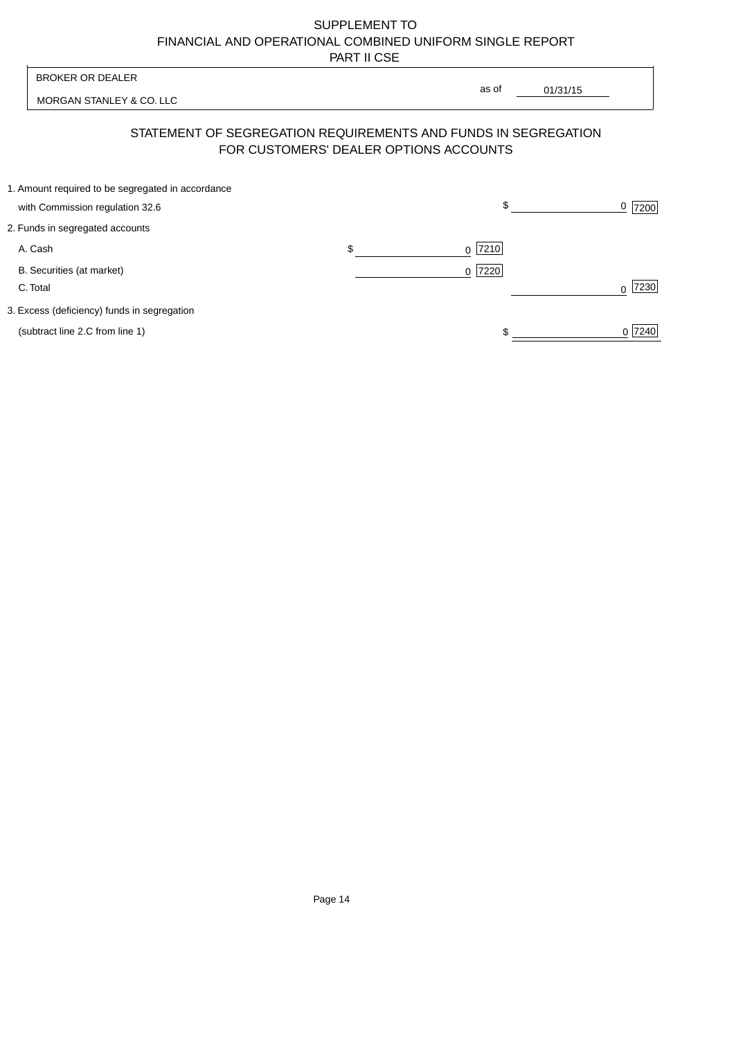SUPPLEMENT TO
FINANCIAL AND OPERATIONAL COMBINED UNIFORM SINGLE REPORT
PART II CSE

| BROKER OR DEALER | |
|---|---|
| MORGAN STANLEY & CO. LLC | as of 01/31/15 |

## STATEMENT OF SEGREGATION REQUIREMENTS AND FUNDS IN SEGREGATION FOR CUSTOMERS' DEALER OPTIONS ACCOUNTS

| | | |
|---|---|---|
| 1. Amount required to be segregated in accordance with Commission regulation 32.6 | | $ 0 [7200] |
| 2. Funds in segregated accounts | | |
| A. Cash | $ 0 [7210] | |
| B. Securities (at market) | 0 [7220] | |
| C. Total | | 0 [7230] |
| 3. Excess (deficiency) funds in segregation (subtract line 2.C from line 1) | | $ 0 [7240] |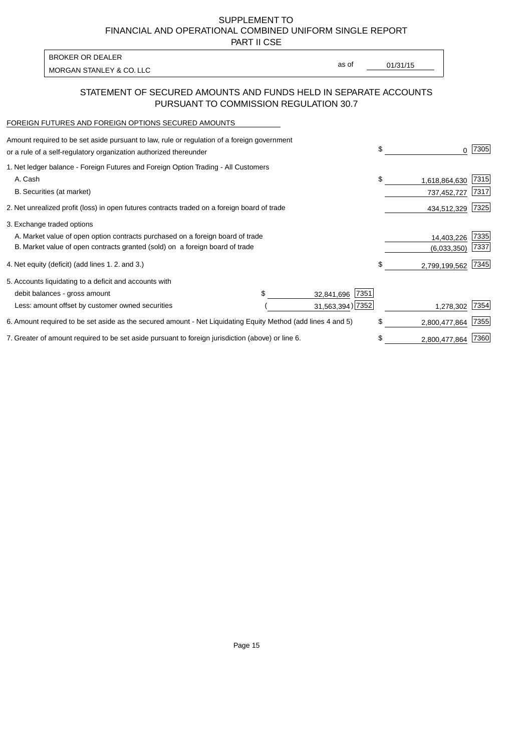SUPPLEMENT TO
FINANCIAL AND OPERATIONAL COMBINED UNIFORM SINGLE REPORT
PART II CSE

| BROKER OR DEALER | | |
|---|---|---|
| MORGAN STANLEY & CO. LLC | as of | 01/31/15 |

## STATEMENT OF SECURED AMOUNTS AND FUNDS HELD IN SEPARATE ACCOUNTS PURSUANT TO COMMISSION REGULATION 30.7

FOREIGN FUTURES AND FOREIGN OPTIONS SECURED AMOUNTS

| | | | | |
|---|---|---|---|---|
| Amount required to be set aside pursuant to law, rule or regulation of a foreign government or a rule of a self-regulatory organization authorized thereunder | | | $ 0 | 7305 |
| 1. Net ledger balance - Foreign Futures and Foreign Option Trading - All Customers | | | | |
| A. Cash | | | $ 1,618,864,630 | 7315 |
| B. Securities (at market) | | | 737,452,727 | 7317 |
| 2. Net unrealized profit (loss) in open futures contracts traded on a foreign board of trade | | | 434,512,329 | 7325 |
| 3. Exchange traded options | | | | |
| A. Market value of open option contracts purchased on a foreign board of trade | | | 14,403,226 | 7335 |
| B. Market value of open contracts granted (sold) on a foreign board of trade | | | (6,033,350) | 7337 |
| 4. Net equity (deficit) (add lines 1. 2. and 3.) | | | $ 2,799,199,562 | 7345 |
| 5. Accounts liquidating to a deficit and accounts with | | | | |
| debit balances - gross amount | $ 32,841,696 | 7351 | | |
| Less: amount offset by customer owned securities | ( 31,563,394) | 7352 | 1,278,302 | 7354 |
| 6. Amount required to be set aside as the secured amount - Net Liquidating Equity Method (add lines 4 and 5) | | | $ 2,800,477,864 | 7355 |
| 7. Greater of amount required to be set aside pursuant to foreign jurisdiction (above) or line 6. | | | $ 2,800,477,864 | 7360 |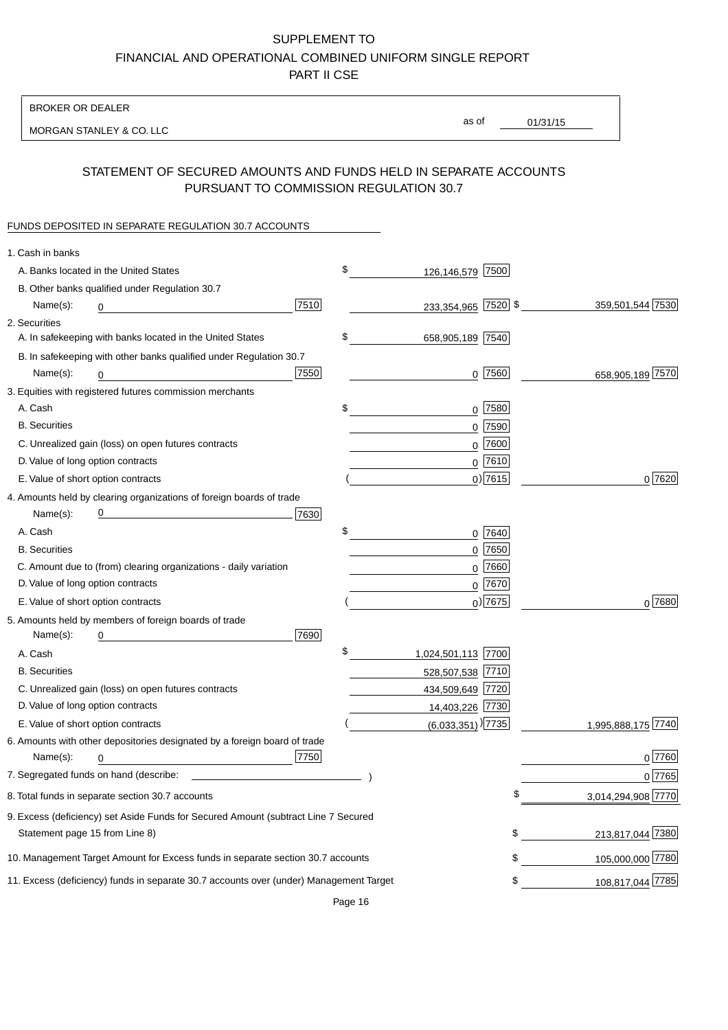# SUPPLEMENT TO
# FINANCIAL AND OPERATIONAL COMBINED UNIFORM SINGLE REPORT
# PART II CSE

BROKER OR DEALER

MORGAN STANLEY & CO. LLC

as of 01/31/15

## STATEMENT OF SECURED AMOUNTS AND FUNDS HELD IN SEPARATE ACCOUNTS PURSUANT TO COMMISSION REGULATION 30.7

FUNDS DEPOSITED IN SEPARATE REGULATION 30.7 ACCOUNTS

| | | | |
|---|---|---|---|
| **1. Cash in banks** | | | |
| A. Banks located in the United States | | $ 126,146,579 [7500] | |
| B. Other banks qualified under Regulation 30.7 | | | |
| Name(s): 0 | [7510] | 233,354,965 [7520] | $ 359,501,544 [7530] |
| **2. Securities** | | | |
| A. In safekeeping with banks located in the United States | | $ 658,905,189 [7540] | |
| B. In safekeeping with other banks qualified under Regulation 30.7 | | | |
| Name(s): 0 | [7550] | 0 [7560] | 658,905,189 [7570] |
| **3. Equities with registered futures commission merchants** | | | |
| A. Cash | | $ 0 [7580] | |
| B. Securities | | 0 [7590] | |
| C. Unrealized gain (loss) on open futures contracts | | 0 [7600] | |
| D. Value of long option contracts | | 0 [7610] | |
| E. Value of short option contracts | | ( 0) [7615] | 0 [7620] |
| **4. Amounts held by clearing organizations of foreign boards of trade** | | | |
| Name(s): 0 | [7630] | | |
| A. Cash | | $ 0 [7640] | |
| B. Securities | | 0 [7650] | |
| C. Amount due to (from) clearing organizations - daily variation | | 0 [7660] | |
| D. Value of long option contracts | | 0 [7670] | |
| E. Value of short option contracts | | ( 0) [7675] | 0 [7680] |
| **5. Amounts held by members of foreign boards of trade** | | | |
| Name(s): 0 | [7690] | | |
| A. Cash | | $ 1,024,501,113 [7700] | |
| B. Securities | | 528,507,538 [7710] | |
| C. Unrealized gain (loss) on open futures contracts | | 434,509,649 [7720] | |
| D. Value of long option contracts | | 14,403,226 [7730] | |
| E. Value of short option contracts | | ( (6,033,351) ) [7735] | 1,995,888,175 [7740] |
| **6. Amounts with other depositories designated by a foreign board of trade** | | | |
| Name(s): 0 | [7750] | | 0 [7760] |
| **7. Segregated funds on hand (describe: )** | | | 0 [7765] |
| **8. Total funds in separate section 30.7 accounts** | | | $ 3,014,294,908 [7770] |
| **9. Excess (deficiency) set Aside Funds for Secured Amount (subtract Line 7 Secured Statement page 15 from Line 8)** | | | $ 213,817,044 [7380] |
| **10. Management Target Amount for Excess funds in separate section 30.7 accounts** | | | $ 105,000,000 [7780] |
| **11. Excess (deficiency) funds in separate 30.7 accounts over (under) Management Target** | | | $ 108,817,044 [7785] |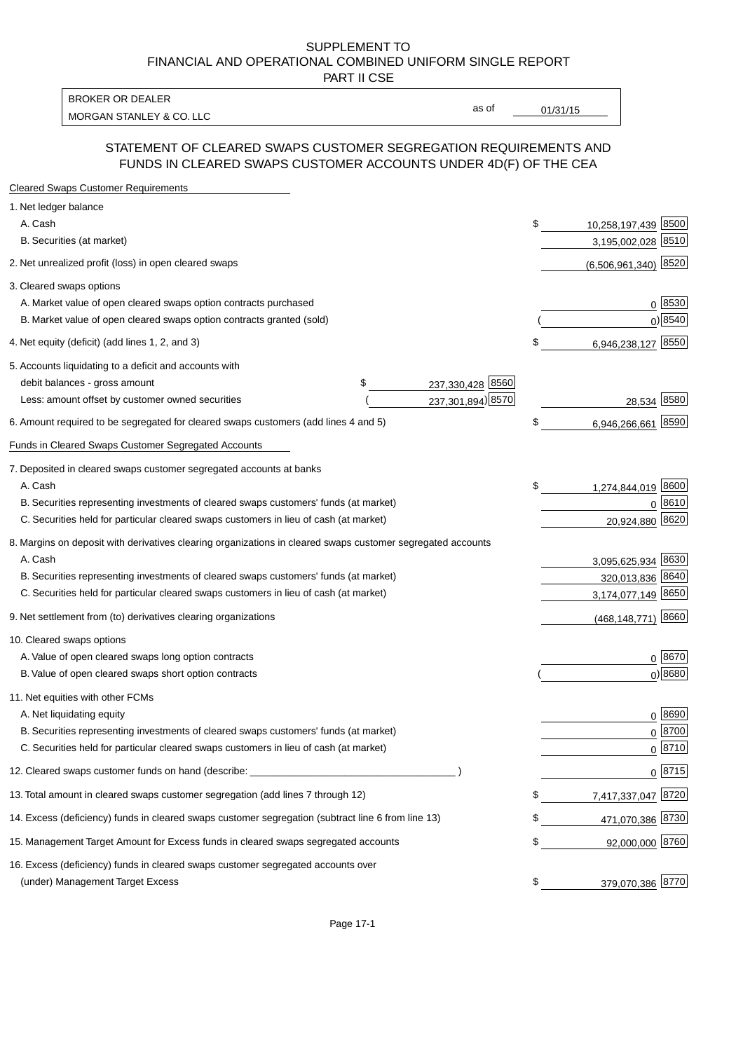SUPPLEMENT TO
FINANCIAL AND OPERATIONAL COMBINED UNIFORM SINGLE REPORT
PART II CSE

| | | |
|---|---|---|
| BROKER OR DEALER<br>MORGAN STANLEY & CO. LLC | as of | 01/31/15 |

## STATEMENT OF CLEARED SWAPS CUSTOMER SEGREGATION REQUIREMENTS AND FUNDS IN CLEARED SWAPS CUSTOMER ACCOUNTS UNDER 4D(F) OF THE CEA

| | | | | |
|---|---|---|---|---|
| **Cleared Swaps Customer Requirements** | | | | |
| 1. Net ledger balance | | | | |
| A. Cash | | | $ 10,258,197,439 | 8500 |
| B. Securities (at market) | | | 3,195,002,028 | 8510 |
| 2. Net unrealized profit (loss) in open cleared swaps | | | (6,506,961,340) | 8520 |
| 3. Cleared swaps options | | | | |
| A. Market value of open cleared swaps option contracts purchased | | | 0 | 8530 |
| B. Market value of open cleared swaps option contracts granted (sold) | | | ( 0) | 8540 |
| 4. Net equity (deficit) (add lines 1, 2, and 3) | | | $ 6,946,238,127 | 8550 |
| 5. Accounts liquidating to a deficit and accounts with debit balances - gross amount | $ 237,330,428 | 8560 | | |
| Less: amount offset by customer owned securities | ( 237,301,894) | 8570 | 28,534 | 8580 |
| 6. Amount required to be segregated for cleared swaps customers (add lines 4 and 5) | | | $ 6,946,266,661 | 8590 |
| **Funds in Cleared Swaps Customer Segregated Accounts** | | | | |
| 7. Deposited in cleared swaps customer segregated accounts at banks | | | | |
| A. Cash | | | $ 1,274,844,019 | 8600 |
| B. Securities representing investments of cleared swaps customers' funds (at market) | | | 0 | 8610 |
| C. Securities held for particular cleared swaps customers in lieu of cash (at market) | | | 20,924,880 | 8620 |
| 8. Margins on deposit with derivatives clearing organizations in cleared swaps customer segregated accounts | | | | |
| A. Cash | | | 3,095,625,934 | 8630 |
| B. Securities representing investments of cleared swaps customers' funds (at market) | | | 320,013,836 | 8640 |
| C. Securities held for particular cleared swaps customers in lieu of cash (at market) | | | 3,174,077,149 | 8650 |
| 9. Net settlement from (to) derivatives clearing organizations | | | (468,148,771) | 8660 |
| 10. Cleared swaps options | | | | |
| A. Value of open cleared swaps long option contracts | | | 0 | 8670 |
| B. Value of open cleared swaps short option contracts | | | ( 0) | 8680 |
| 11. Net equities with other FCMs | | | | |
| A. Net liquidating equity | | | 0 | 8690 |
| B. Securities representing investments of cleared swaps customers' funds (at market) | | | 0 | 8700 |
| C. Securities held for particular cleared swaps customers in lieu of cash (at market) | | | 0 | 8710 |
| 12. Cleared swaps customer funds on hand (describe: ______________________) | | | 0 | 8715 |
| 13. Total amount in cleared swaps customer segregation (add lines 7 through 12) | | | $ 7,417,337,047 | 8720 |
| 14. Excess (deficiency) funds in cleared swaps customer segregation (subtract line 6 from line 13) | | | $ 471,070,386 | 8730 |
| 15. Management Target Amount for Excess funds in cleared swaps segregated accounts | | | $ 92,000,000 | 8760 |
| 16. Excess (deficiency) funds in cleared swaps customer segregated accounts over (under) Management Target Excess | | | $ 379,070,386 | 8770 |